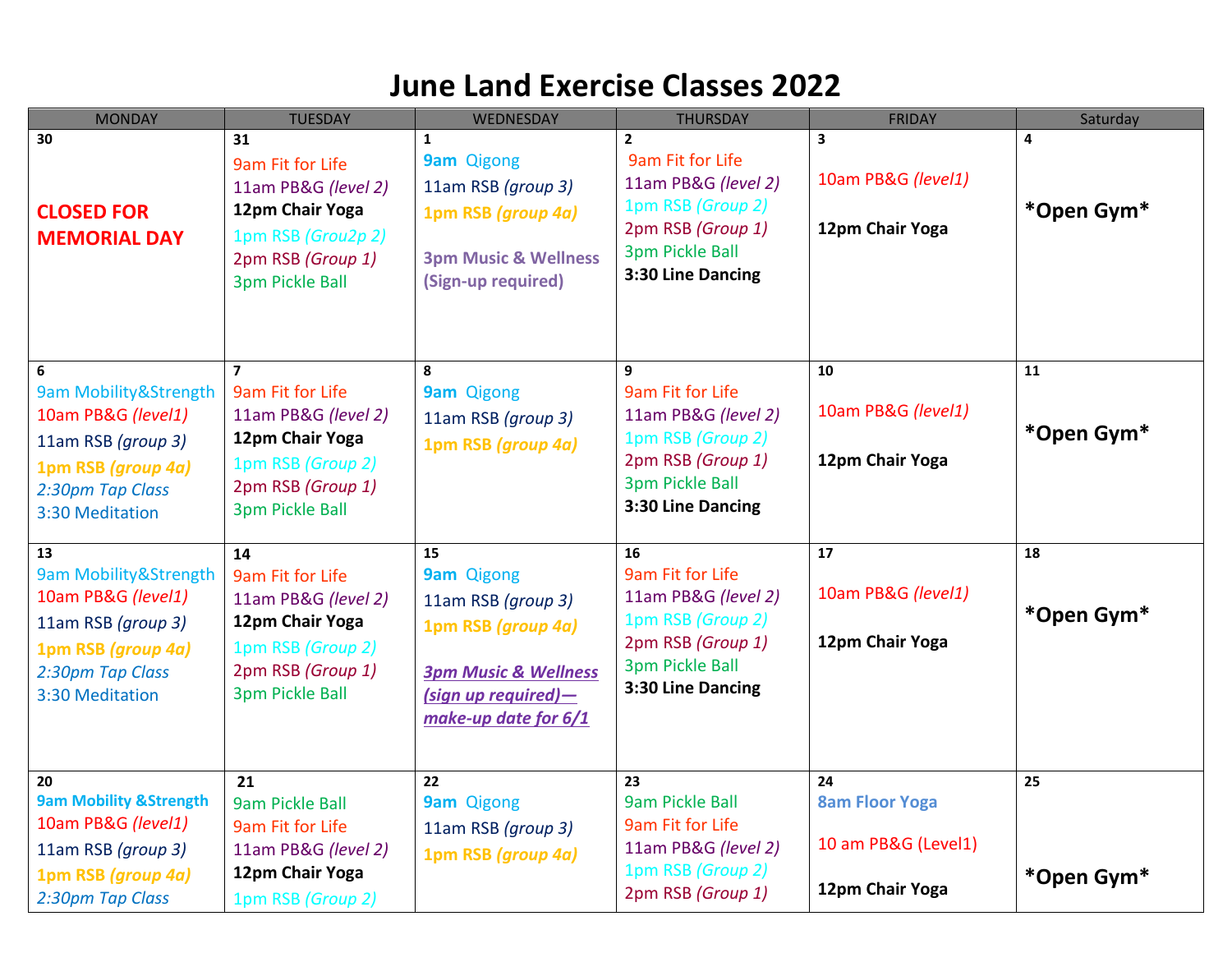# June Land Exercise Classes 2022

| MONDAY | TUESDAY | WEDNESDAY | THURSDAY | FRIDAY | Saturday |
|---|---|---|---|---|---|
| 30<br>**CLOSED FOR MEMORIAL DAY** | 31<br>9am Fit for Life<br>11am PB&G *(level 2)*<br>**12pm Chair Yoga**<br>1pm RSB *(Grou2p 2)*<br>2pm RSB *(Group 1)*<br>3pm Pickle Ball | 1<br>**9am** Qigong<br>11am RSB *(group 3)*<br>**1pm RSB *(group 4a)***<br>**3pm Music & Wellness (Sign-up required)** | 2<br>9am Fit for Life<br>11am PB&G *(level 2)*<br>1pm RSB *(Group 2)*<br>2pm RSB *(Group 1)*<br>3pm Pickle Ball<br>**3:30 Line Dancing** | 3<br>10am PB&G *(level1)*<br>**12pm Chair Yoga** | 4<br>***Open Gym*** |
| 6<br>9am Mobility&Strength<br>10am PB&G *(level1)*<br>11am RSB *(group 3)*<br>**1pm RSB *(group 4a)***<br>*2:30pm Tap Class*<br>3:30 Meditation | 7<br>9am Fit for Life<br>11am PB&G *(level 2)*<br>**12pm Chair Yoga**<br>1pm RSB *(Group 2)*<br>2pm RSB *(Group 1)*<br>3pm Pickle Ball | 8<br>**9am** Qigong<br>11am RSB *(group 3)*<br>**1pm RSB *(group 4a)*** | 9<br>9am Fit for Life<br>11am PB&G *(level 2)*<br>1pm RSB *(Group 2)*<br>2pm RSB *(Group 1)*<br>3pm Pickle Ball<br>**3:30 Line Dancing** | 10<br>10am PB&G *(level1)*<br>**12pm Chair Yoga** | 11<br>***Open Gym*** |
| 13<br>9am Mobility&Strength<br>10am PB&G *(level1)*<br>11am RSB *(group 3)*<br>**1pm RSB *(group 4a)***<br>*2:30pm Tap Class*<br>3:30 Meditation | 14<br>9am Fit for Life<br>11am PB&G *(level 2)*<br>**12pm Chair Yoga**<br>1pm RSB *(Group 2)*<br>2pm RSB *(Group 1)*<br>3pm Pickle Ball | 15<br>**9am** Qigong<br>11am RSB *(group 3)*<br>**1pm RSB *(group 4a)***<br>***3pm Music & Wellness (sign up required)—make-up date for 6/1*** | 16<br>9am Fit for Life<br>11am PB&G *(level 2)*<br>1pm RSB *(Group 2)*<br>2pm RSB *(Group 1)*<br>3pm Pickle Ball<br>**3:30 Line Dancing** | 17<br>10am PB&G *(level1)*<br>**12pm Chair Yoga** | 18<br>***Open Gym*** |
| 20<br>**9am Mobility &Strength**<br>10am PB&G *(level1)*<br>11am RSB *(group 3)*<br>**1pm RSB *(group 4a)***<br>*2:30pm Tap Class* | 21<br>9am Pickle Ball<br>9am Fit for Life<br>11am PB&G *(level 2)*<br>**12pm Chair Yoga**<br>1pm RSB *(Group 2)* | 22<br>**9am** Qigong<br>11am RSB *(group 3)*<br>**1pm RSB *(group 4a)*** | 23<br>9am Pickle Ball<br>9am Fit for Life<br>11am PB&G *(level 2)*<br>1pm RSB *(Group 2)*<br>2pm RSB *(Group 1)* | 24<br>**8am Floor Yoga**<br>10 am PB&G (Level1)<br>**12pm Chair Yoga** | 25<br>***Open Gym*** |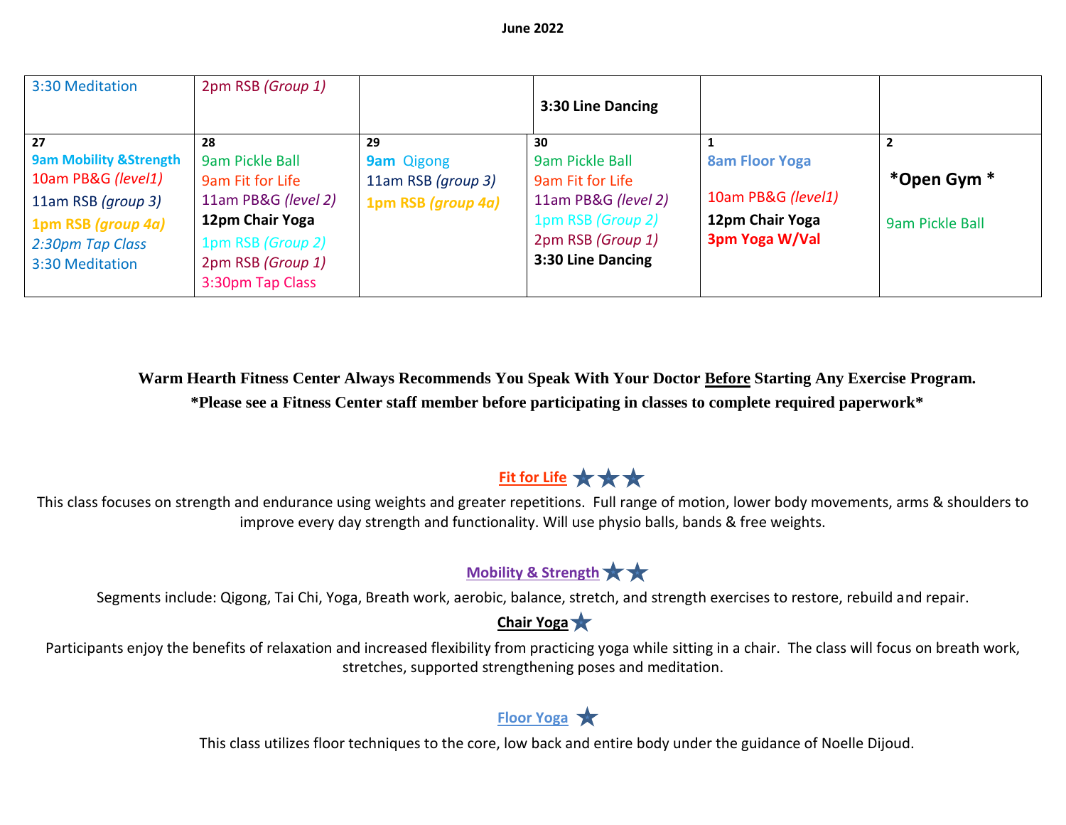**June 2022**

| | | | | | |
|---|---|---|---|---|---|
| 3:30 Meditation | 2pm RSB *(Group 1)* | | **3:30 Line Dancing** | | |
| **27**<br>**9am Mobility &Strength**<br>10am PB&G *(level1)*<br>11am RSB *(group 3)*<br>**1pm RSB *(group 4a)***<br>*2:30pm Tap Class*<br>3:30 Meditation | **28**<br>9am Pickle Ball<br>9am Fit for Life<br>11am PB&G *(level 2)*<br>**12pm Chair Yoga**<br>1pm RSB *(Group 2)*<br>2pm RSB *(Group 1)*<br>3:30pm Tap Class | **29**<br>**9am** Qigong<br>11am RSB *(group 3)*<br>**1pm RSB *(group 4a)*** | **30**<br>9am Pickle Ball<br>9am Fit for Life<br>11am PB&G *(level 2)*<br>1pm RSB *(Group 2)*<br>2pm RSB *(Group 1)*<br>**3:30 Line Dancing** | **1**<br>**8am Floor Yoga**<br><br>10am PB&G *(level1)*<br>**12pm Chair Yoga**<br>**3pm Yoga W/Val** | **2**<br>**\*Open Gym \***<br><br>9am Pickle Ball |

**Warm Hearth Fitness Center Always Recommends You Speak With Your Doctor Before Starting Any Exercise Program.**
**\*Please see a Fitness Center staff member before participating in classes to complete required paperwork\***

**Fit for Life** ★★★

This class focuses on strength and endurance using weights and greater repetitions. Full range of motion, lower body movements, arms & shoulders to improve every day strength and functionality. Will use physio balls, bands & free weights.

**Mobility & Strength** ★★

Segments include: Qigong, Tai Chi, Yoga, Breath work, aerobic, balance, stretch, and strength exercises to restore, rebuild and repair.

**Chair Yoga** ★

Participants enjoy the benefits of relaxation and increased flexibility from practicing yoga while sitting in a chair. The class will focus on breath work, stretches, supported strengthening poses and meditation.

**Floor Yoga** ★

This class utilizes floor techniques to the core, low back and entire body under the guidance of Noelle Dijoud.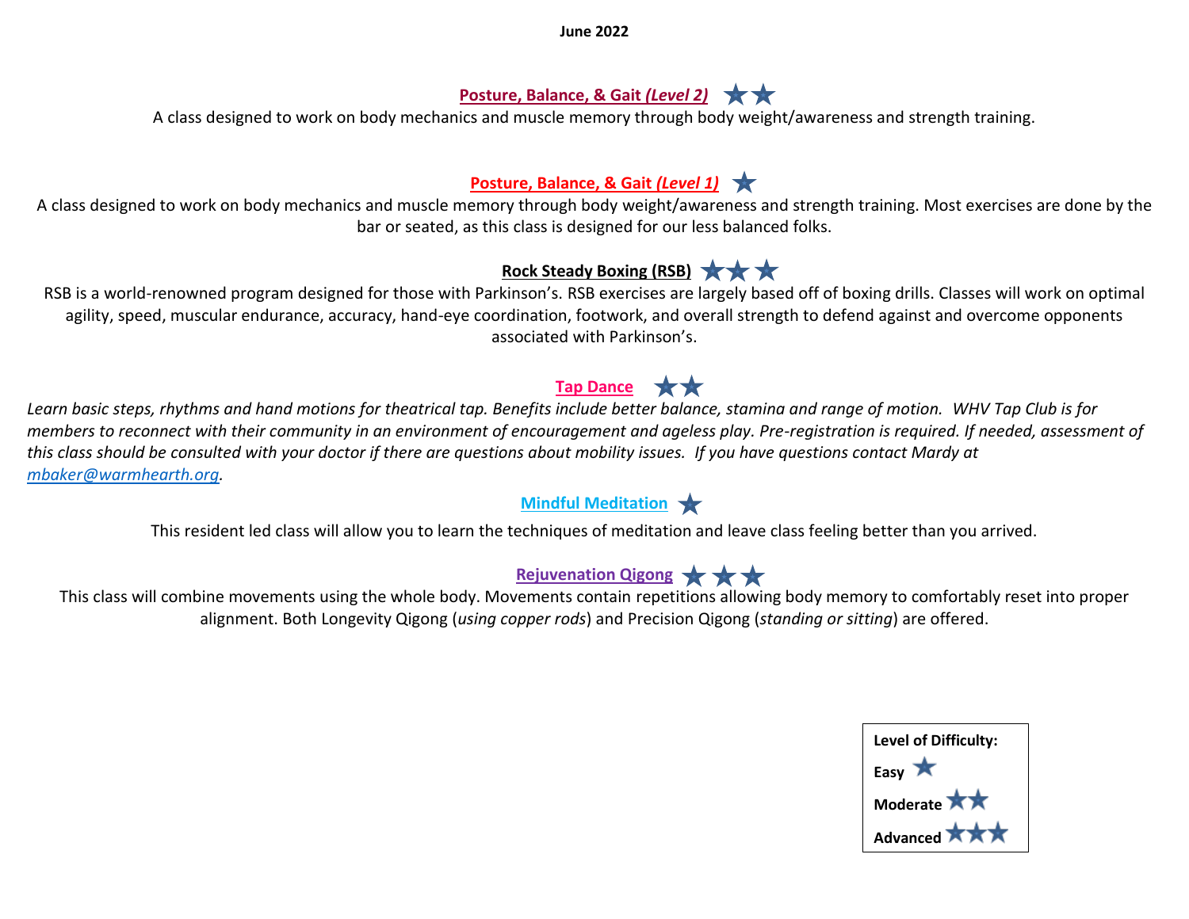**June 2022**

## Posture, Balance, & Gait *(Level 2)* ★★

A class designed to work on body mechanics and muscle memory through body weight/awareness and strength training.

## Posture, Balance, & Gait *(Level 1)* ★

A class designed to work on body mechanics and muscle memory through body weight/awareness and strength training. Most exercises are done by the bar or seated, as this class is designed for our less balanced folks.

## Rock Steady Boxing (RSB) ★★★

RSB is a world-renowned program designed for those with Parkinson's. RSB exercises are largely based off of boxing drills. Classes will work on optimal agility, speed, muscular endurance, accuracy, hand-eye coordination, footwork, and overall strength to defend against and overcome opponents associated with Parkinson's.

## Tap Dance ★★

*Learn basic steps, rhythms and hand motions for theatrical tap. Benefits include better balance, stamina and range of motion. WHV Tap Club is for members to reconnect with their community in an environment of encouragement and ageless play. Pre-registration is required. If needed, assessment of this class should be consulted with your doctor if there are questions about mobility issues. If you have questions contact Mardy at mbaker@warmhearth.org.*

## Mindful Meditation ★

This resident led class will allow you to learn the techniques of meditation and leave class feeling better than you arrived.

## Rejuvenation Qigong ★★★

This class will combine movements using the whole body. Movements contain repetitions allowing body memory to comfortably reset into proper alignment. Both Longevity Qigong (*using copper rods*) and Precision Qigong (*standing or sitting*) are offered.

**Level of Difficulty:**

**Easy** ★

**Moderate** ★★

**Advanced** ★★★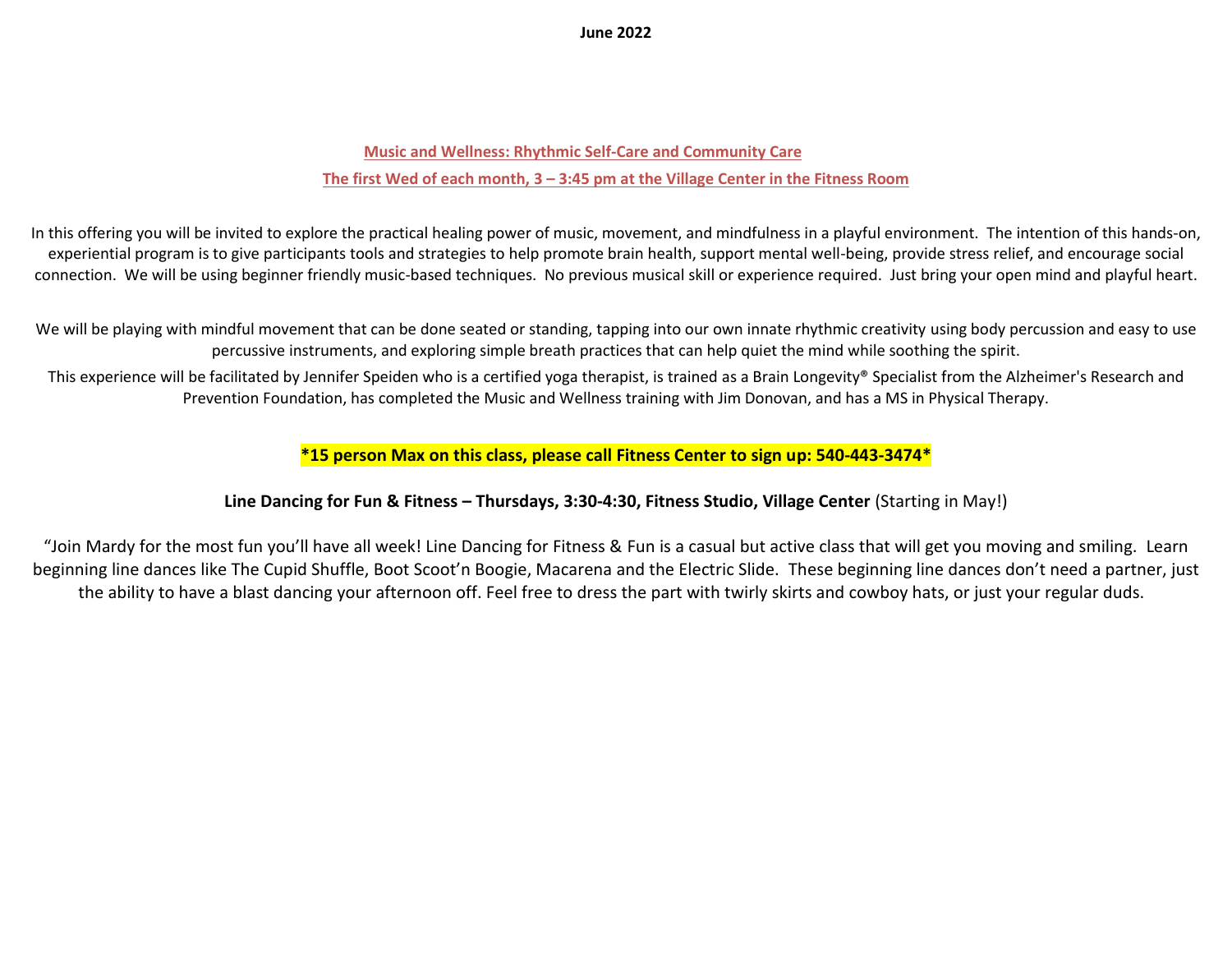**June 2022**

**Music and Wellness: Rhythmic Self-Care and Community Care**

**The first Wed of each month, 3 – 3:45 pm at the Village Center in the Fitness Room**

In this offering you will be invited to explore the practical healing power of music, movement, and mindfulness in a playful environment. The intention of this hands-on, experiential program is to give participants tools and strategies to help promote brain health, support mental well-being, provide stress relief, and encourage social connection. We will be using beginner friendly music-based techniques. No previous musical skill or experience required. Just bring your open mind and playful heart.

We will be playing with mindful movement that can be done seated or standing, tapping into our own innate rhythmic creativity using body percussion and easy to use percussive instruments, and exploring simple breath practices that can help quiet the mind while soothing the spirit.

This experience will be facilitated by Jennifer Speiden who is a certified yoga therapist, is trained as a Brain Longevity® Specialist from the Alzheimer's Research and Prevention Foundation, has completed the Music and Wellness training with Jim Donovan, and has a MS in Physical Therapy.

**\*15 person Max on this class, please call Fitness Center to sign up: 540-443-3474\***

**Line Dancing for Fun & Fitness – Thursdays, 3:30-4:30, Fitness Studio, Village Center** (Starting in May!)

"Join Mardy for the most fun you'll have all week! Line Dancing for Fitness & Fun is a casual but active class that will get you moving and smiling. Learn beginning line dances like The Cupid Shuffle, Boot Scoot'n Boogie, Macarena and the Electric Slide. These beginning line dances don't need a partner, just the ability to have a blast dancing your afternoon off. Feel free to dress the part with twirly skirts and cowboy hats, or just your regular duds.